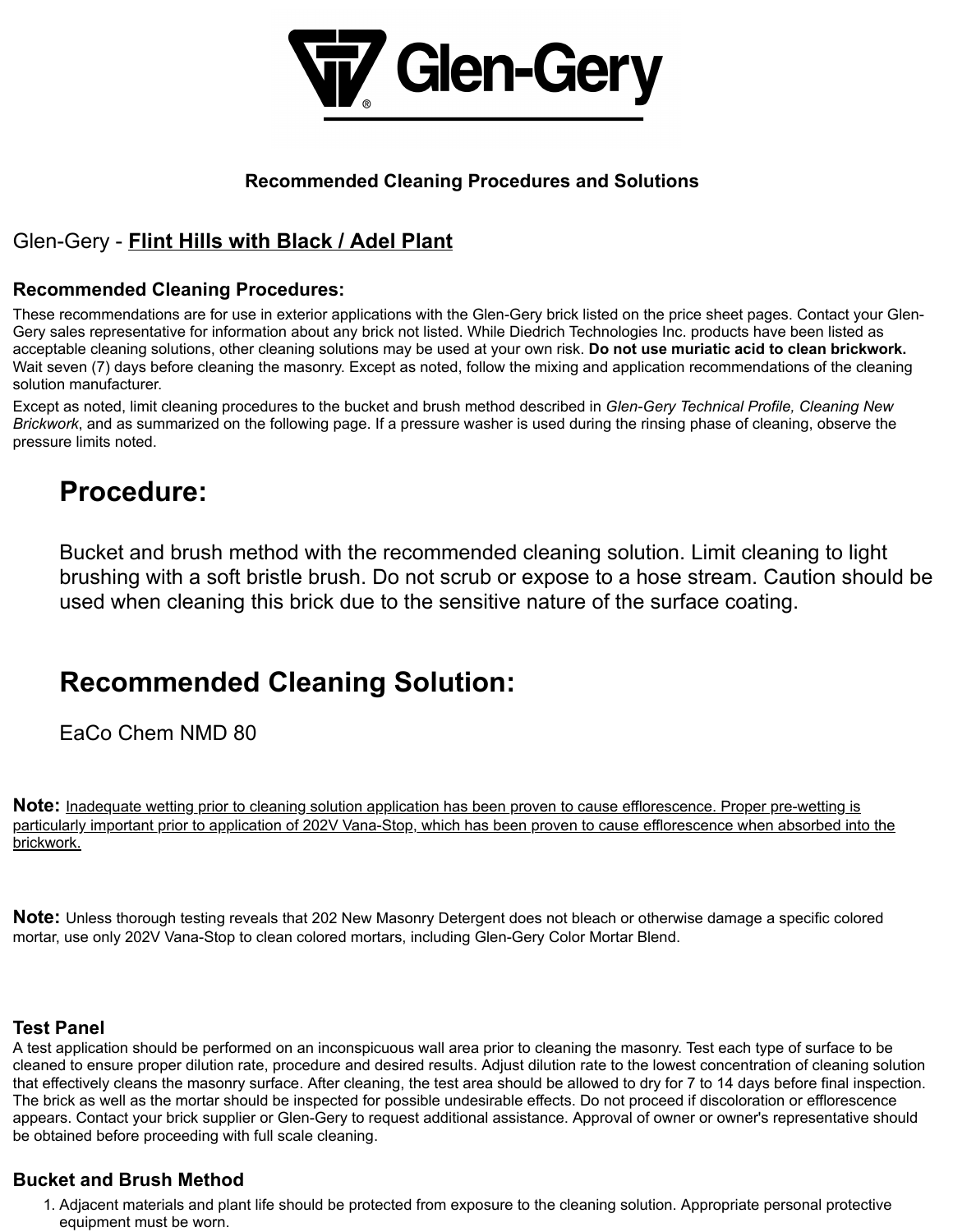# Glen-Gery

## Recommended Cleaning Procedures and Solutions

Glen-Gery - **Flint Hills with Black / Adel Plant**

### Recommended Cleaning Procedures:

These recommendations are for use in exterior applications with the Glen-Gery brick listed on the price sheet pages. Contact your Glen-Gery sales representative for information about any brick not listed. While Diedrich Technologies Inc. products have been listed as acceptable cleaning solutions, other cleaning solutions may be used at your own risk. **Do not use muriatic acid to clean brickwork.** Wait seven (7) days before cleaning the masonry. Except as noted, follow the mixing and application recommendations of the cleaning solution manufacturer.

Except as noted, limit cleaning procedures to the bucket and brush method described in *Glen-Gery Technical Profile, Cleaning New Brickwork*, and as summarized on the following page. If a pressure washer is used during the rinsing phase of cleaning, observe the pressure limits noted.

## Procedure:

Bucket and brush method with the recommended cleaning solution. Limit cleaning to light brushing with a soft bristle brush. Do not scrub or expose to a hose stream. Caution should be used when cleaning this brick due to the sensitive nature of the surface coating.

## Recommended Cleaning Solution:

EaCo Chem NMD 80

**Note:** Inadequate wetting prior to cleaning solution application has been proven to cause efflorescence. Proper pre-wetting is particularly important prior to application of 202V Vana-Stop, which has been proven to cause efflorescence when absorbed into the brickwork.

**Note:** Unless thorough testing reveals that 202 New Masonry Detergent does not bleach or otherwise damage a specific colored mortar, use only 202V Vana-Stop to clean colored mortars, including Glen-Gery Color Mortar Blend.

### Test Panel

A test application should be performed on an inconspicuous wall area prior to cleaning the masonry. Test each type of surface to be cleaned to ensure proper dilution rate, procedure and desired results. Adjust dilution rate to the lowest concentration of cleaning solution that effectively cleans the masonry surface. After cleaning, the test area should be allowed to dry for 7 to 14 days before final inspection. The brick as well as the mortar should be inspected for possible undesirable effects. Do not proceed if discoloration or efflorescence appears. Contact your brick supplier or Glen-Gery to request additional assistance. Approval of owner or owner's representative should be obtained before proceeding with full scale cleaning.

### Bucket and Brush Method

1. Adjacent materials and plant life should be protected from exposure to the cleaning solution. Appropriate personal protective equipment must be worn.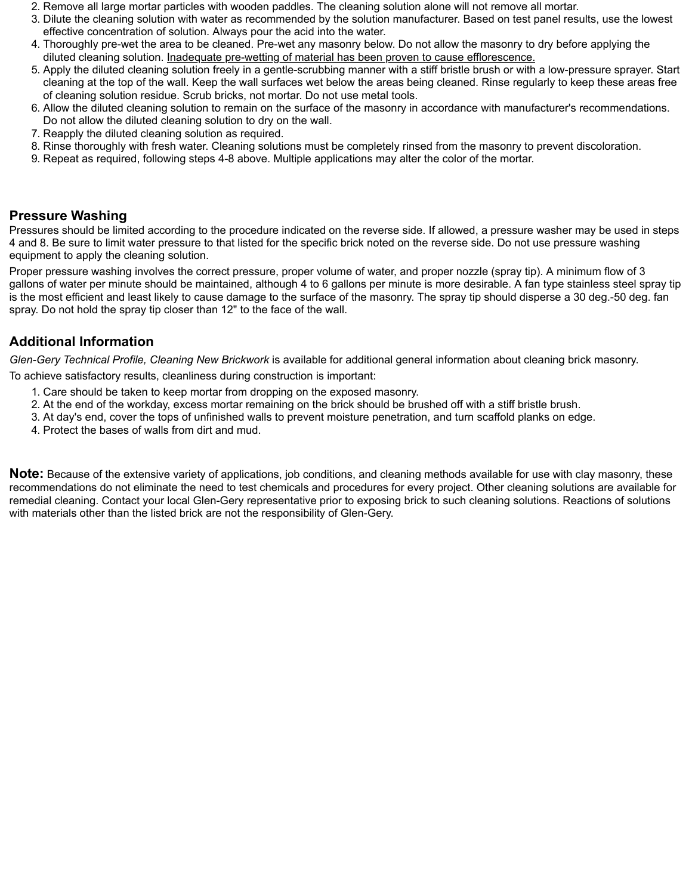2. Remove all large mortar particles with wooden paddles. The cleaning solution alone will not remove all mortar.
3. Dilute the cleaning solution with water as recommended by the solution manufacturer. Based on test panel results, use the lowest effective concentration of solution. Always pour the acid into the water.
4. Thoroughly pre-wet the area to be cleaned. Pre-wet any masonry below. Do not allow the masonry to dry before applying the diluted cleaning solution. <u>Inadequate pre-wetting of material has been proven to cause efflorescence.</u>
5. Apply the diluted cleaning solution freely in a gentle-scrubbing manner with a stiff bristle brush or with a low-pressure sprayer. Start cleaning at the top of the wall. Keep the wall surfaces wet below the areas being cleaned. Rinse regularly to keep these areas free of cleaning solution residue. Scrub bricks, not mortar. Do not use metal tools.
6. Allow the diluted cleaning solution to remain on the surface of the masonry in accordance with manufacturer's recommendations. Do not allow the diluted cleaning solution to dry on the wall.
7. Reapply the diluted cleaning solution as required.
8. Rinse thoroughly with fresh water. Cleaning solutions must be completely rinsed from the masonry to prevent discoloration.
9. Repeat as required, following steps 4-8 above. Multiple applications may alter the color of the mortar.

## Pressure Washing

Pressures should be limited according to the procedure indicated on the reverse side. If allowed, a pressure washer may be used in steps 4 and 8. Be sure to limit water pressure to that listed for the specific brick noted on the reverse side. Do not use pressure washing equipment to apply the cleaning solution.

Proper pressure washing involves the correct pressure, proper volume of water, and proper nozzle (spray tip). A minimum flow of 3 gallons of water per minute should be maintained, although 4 to 6 gallons per minute is more desirable. A fan type stainless steel spray tip is the most efficient and least likely to cause damage to the surface of the masonry. The spray tip should disperse a 30 deg.-50 deg. fan spray. Do not hold the spray tip closer than 12" to the face of the wall.

## Additional Information

*Glen-Gery Technical Profile, Cleaning New Brickwork* is available for additional general information about cleaning brick masonry.

To achieve satisfactory results, cleanliness during construction is important:

1. Care should be taken to keep mortar from dropping on the exposed masonry.
2. At the end of the workday, excess mortar remaining on the brick should be brushed off with a stiff bristle brush.
3. At day's end, cover the tops of unfinished walls to prevent moisture penetration, and turn scaffold planks on edge.
4. Protect the bases of walls from dirt and mud.

**Note:** Because of the extensive variety of applications, job conditions, and cleaning methods available for use with clay masonry, these recommendations do not eliminate the need to test chemicals and procedures for every project. Other cleaning solutions are available for remedial cleaning. Contact your local Glen-Gery representative prior to exposing brick to such cleaning solutions. Reactions of solutions with materials other than the listed brick are not the responsibility of Glen-Gery.